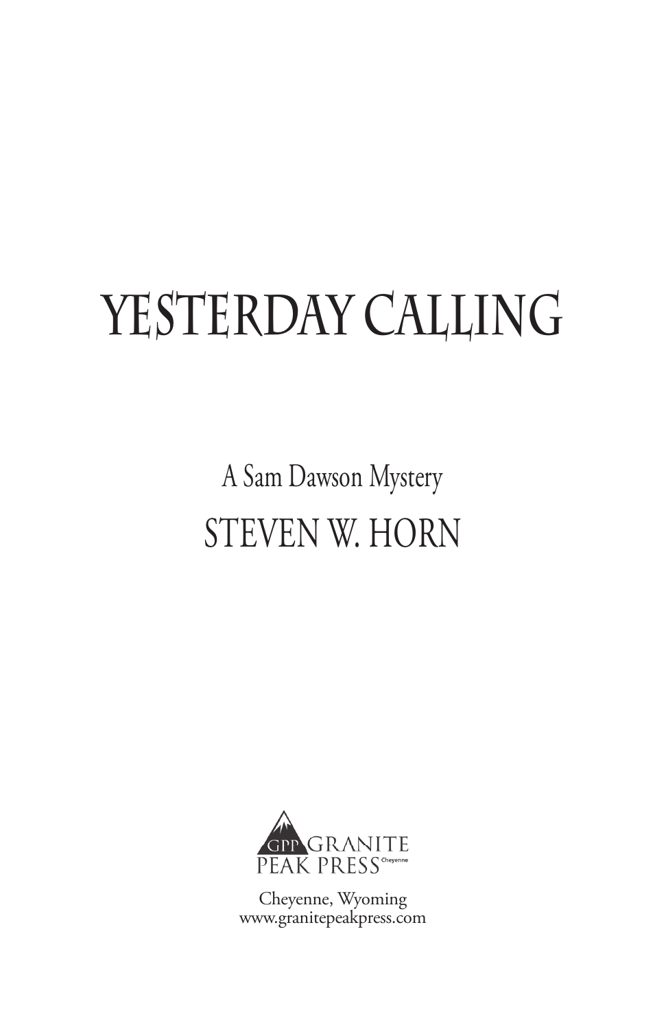# YESTERDAY CALLING

A Sam Dawson Mystery

STEVEN W. HORN

GPP GRANITE PEAK PRESS Cheyenne

Cheyenne, Wyoming
www.granitepeakpress.com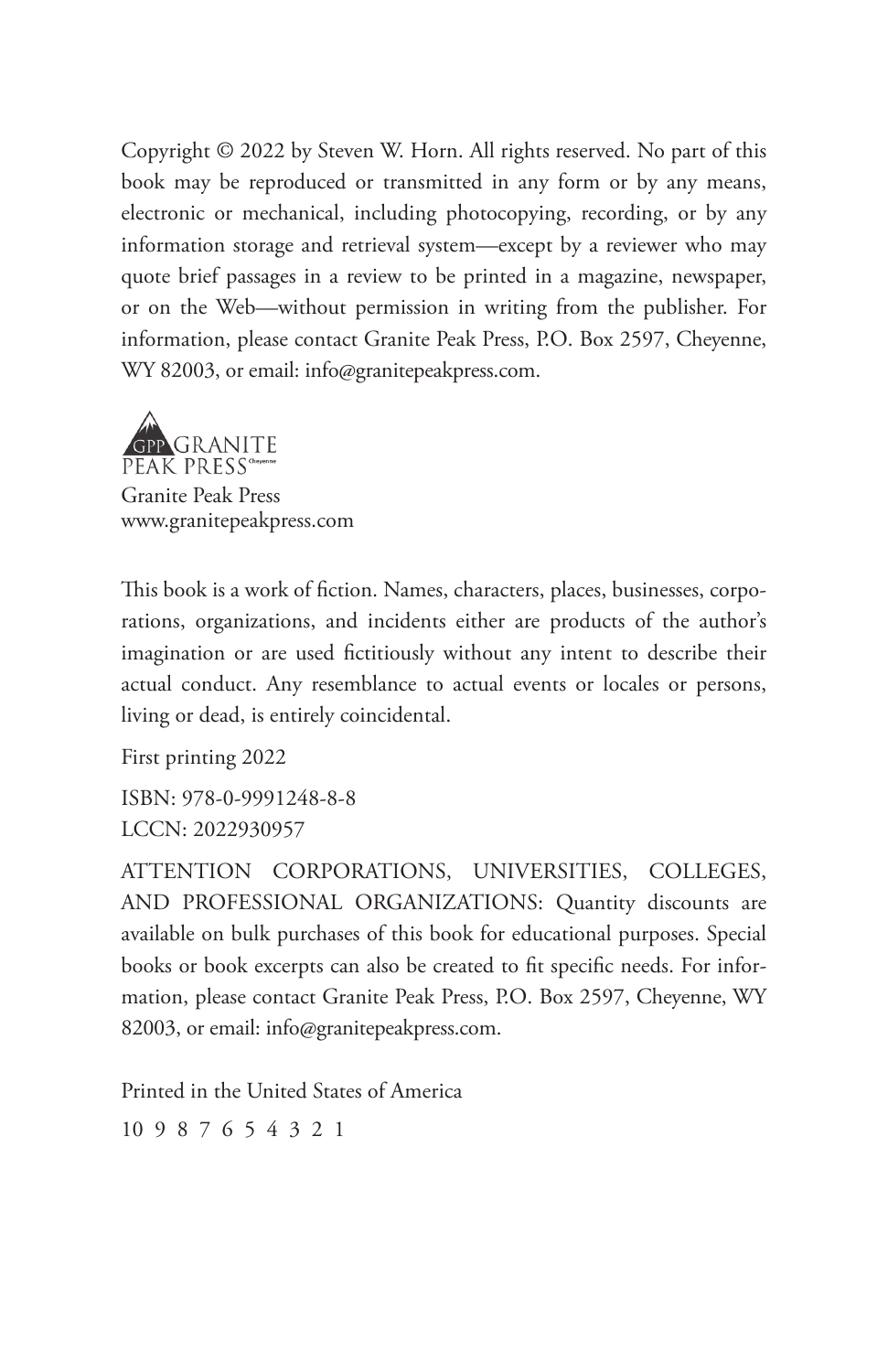Copyright © 2022 by Steven W. Horn. All rights reserved. No part of this book may be reproduced or transmitted in any form or by any means, electronic or mechanical, including photocopying, recording, or by any information storage and retrieval system—except by a reviewer who may quote brief passages in a review to be printed in a magazine, newspaper, or on the Web—without permission in writing from the publisher. For information, please contact Granite Peak Press, P.O. Box 2597, Cheyenne, WY 82003, or email: info@granitepeakpress.com.

GPP GRANITE PEAK PRESS Cheyenne

Granite Peak Press
www.granitepeakpress.com

This book is a work of fiction. Names, characters, places, businesses, corporations, organizations, and incidents either are products of the author's imagination or are used fictitiously without any intent to describe their actual conduct. Any resemblance to actual events or locales or persons, living or dead, is entirely coincidental.

First printing 2022

ISBN: 978-0-9991248-8-8
LCCN: 2022930957

ATTENTION CORPORATIONS, UNIVERSITIES, COLLEGES, AND PROFESSIONAL ORGANIZATIONS: Quantity discounts are available on bulk purchases of this book for educational purposes. Special books or book excerpts can also be created to fit specific needs. For information, please contact Granite Peak Press, P.O. Box 2597, Cheyenne, WY 82003, or email: info@granitepeakpress.com.

Printed in the United States of America

10 9 8 7 6 5 4 3 2 1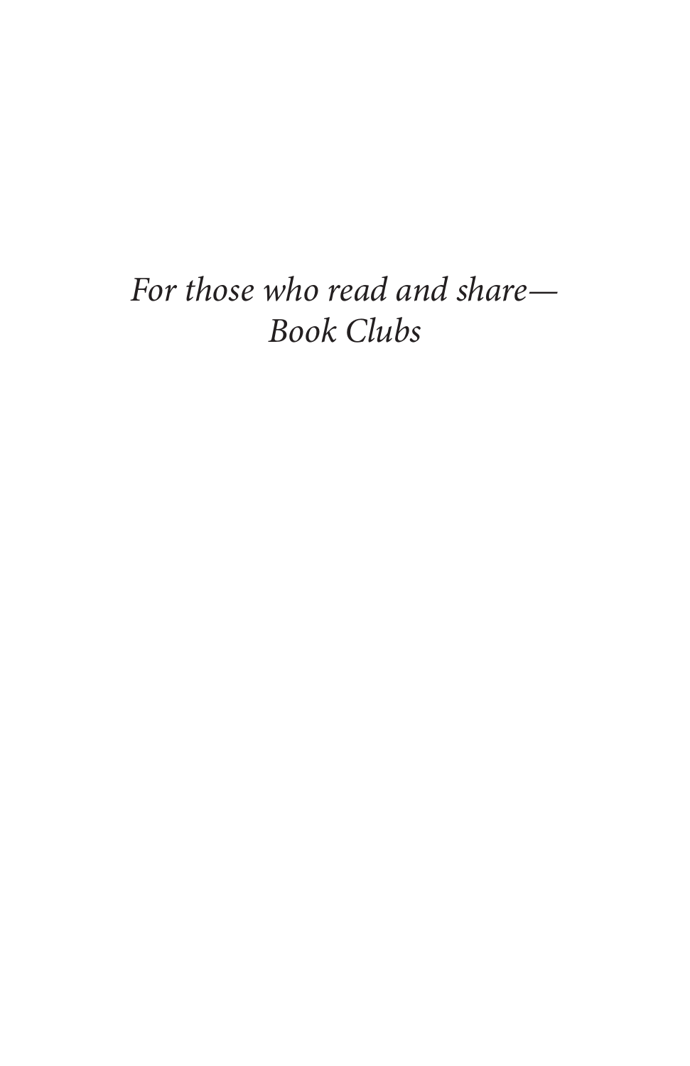*For those who read and share—*
*Book Clubs*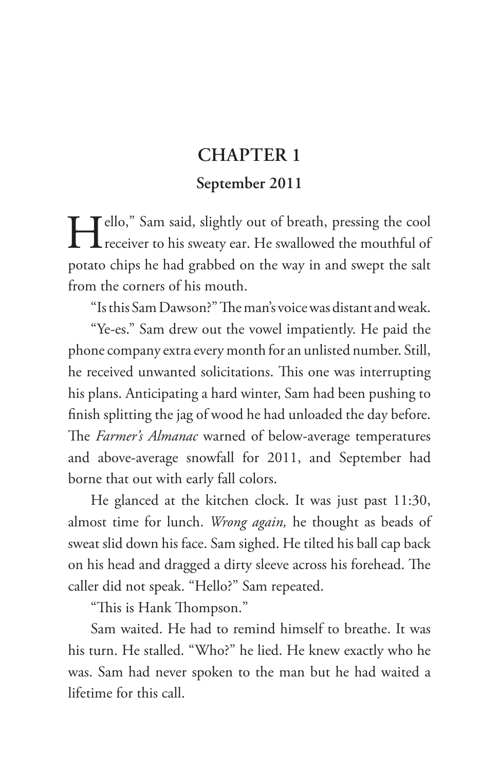# CHAPTER 1

## September 2011

Hello," Sam said, slightly out of breath, pressing the cool receiver to his sweaty ear. He swallowed the mouthful of potato chips he had grabbed on the way in and swept the salt from the corners of his mouth.

"Is this Sam Dawson?" The man's voice was distant and weak.

"Ye-es." Sam drew out the vowel impatiently. He paid the phone company extra every month for an unlisted number. Still, he received unwanted solicitations. This one was interrupting his plans. Anticipating a hard winter, Sam had been pushing to finish splitting the jag of wood he had unloaded the day before. The *Farmer's Almanac* warned of below-average temperatures and above-average snowfall for 2011, and September had borne that out with early fall colors.

He glanced at the kitchen clock. It was just past 11:30, almost time for lunch. *Wrong again,* he thought as beads of sweat slid down his face. Sam sighed. He tilted his ball cap back on his head and dragged a dirty sleeve across his forehead. The caller did not speak. "Hello?" Sam repeated.

"This is Hank Thompson."

Sam waited. He had to remind himself to breathe. It was his turn. He stalled. "Who?" he lied. He knew exactly who he was. Sam had never spoken to the man but he had waited a lifetime for this call.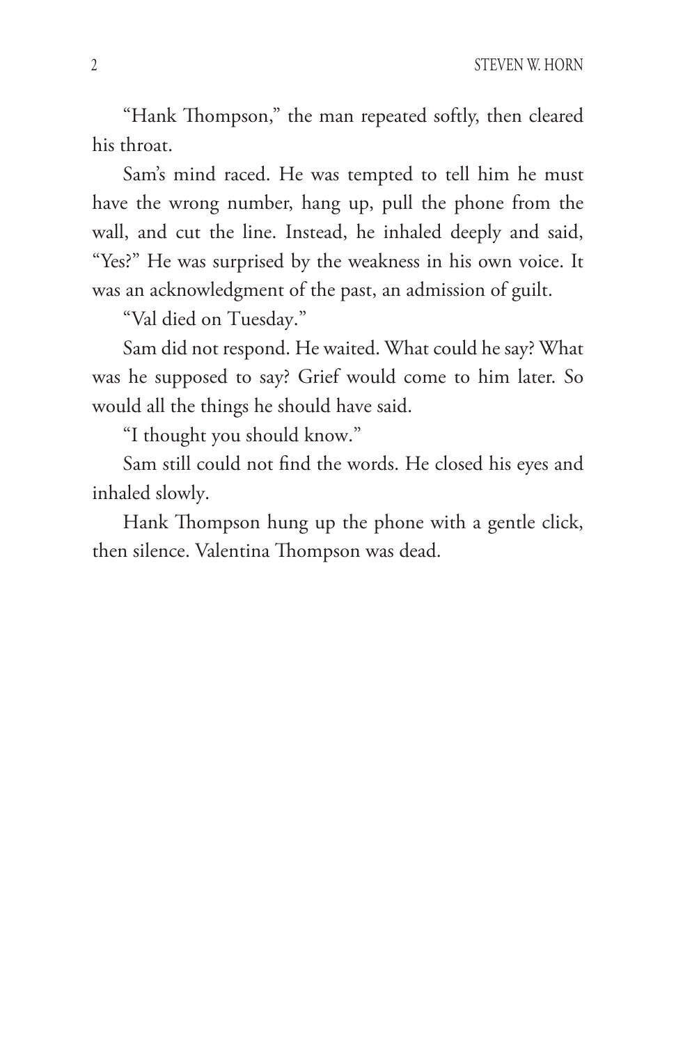"Hank Thompson," the man repeated softly, then cleared his throat.

Sam's mind raced. He was tempted to tell him he must have the wrong number, hang up, pull the phone from the wall, and cut the line. Instead, he inhaled deeply and said, "Yes?" He was surprised by the weakness in his own voice. It was an acknowledgment of the past, an admission of guilt.

"Val died on Tuesday."

Sam did not respond. He waited. What could he say? What was he supposed to say? Grief would come to him later. So would all the things he should have said.

"I thought you should know."

Sam still could not find the words. He closed his eyes and inhaled slowly.

Hank Thompson hung up the phone with a gentle click, then silence. Valentina Thompson was dead.